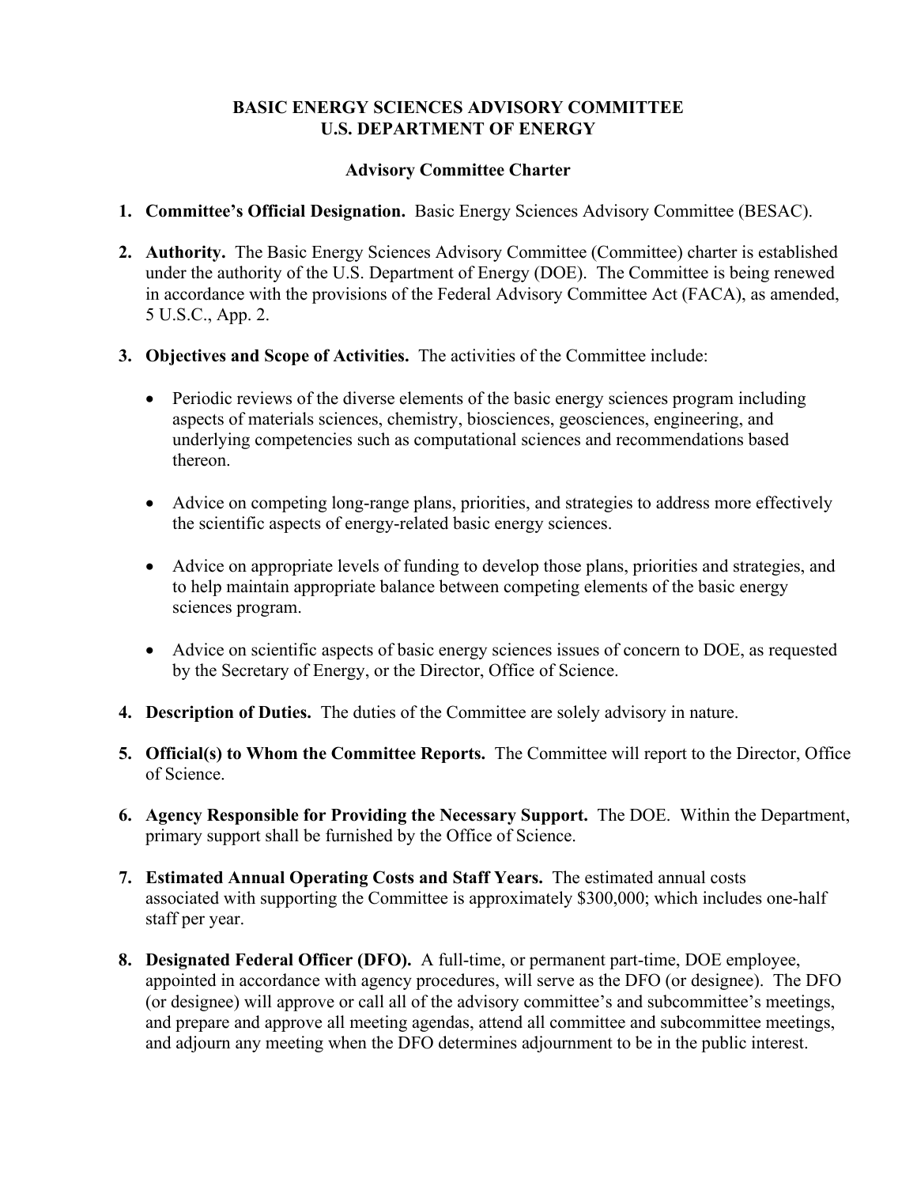# BASIC ENERGY SCIENCES ADVISORY COMMITTEE
# U.S. DEPARTMENT OF ENERGY

## Advisory Committee Charter

1. **Committee's Official Designation.** Basic Energy Sciences Advisory Committee (BESAC).

2. **Authority.** The Basic Energy Sciences Advisory Committee (Committee) charter is established under the authority of the U.S. Department of Energy (DOE). The Committee is being renewed in accordance with the provisions of the Federal Advisory Committee Act (FACA), as amended, 5 U.S.C., App. 2.

3. **Objectives and Scope of Activities.** The activities of the Committee include:

   - Periodic reviews of the diverse elements of the basic energy sciences program including aspects of materials sciences, chemistry, biosciences, geosciences, engineering, and underlying competencies such as computational sciences and recommendations based thereon.

   - Advice on competing long-range plans, priorities, and strategies to address more effectively the scientific aspects of energy-related basic energy sciences.

   - Advice on appropriate levels of funding to develop those plans, priorities and strategies, and to help maintain appropriate balance between competing elements of the basic energy sciences program.

   - Advice on scientific aspects of basic energy sciences issues of concern to DOE, as requested by the Secretary of Energy, or the Director, Office of Science.

4. **Description of Duties.** The duties of the Committee are solely advisory in nature.

5. **Official(s) to Whom the Committee Reports.** The Committee will report to the Director, Office of Science.

6. **Agency Responsible for Providing the Necessary Support.** The DOE. Within the Department, primary support shall be furnished by the Office of Science.

7. **Estimated Annual Operating Costs and Staff Years.** The estimated annual costs associated with supporting the Committee is approximately $300,000; which includes one-half staff per year.

8. **Designated Federal Officer (DFO).** A full-time, or permanent part-time, DOE employee, appointed in accordance with agency procedures, will serve as the DFO (or designee). The DFO (or designee) will approve or call all of the advisory committee's and subcommittee's meetings, and prepare and approve all meeting agendas, attend all committee and subcommittee meetings, and adjourn any meeting when the DFO determines adjournment to be in the public interest.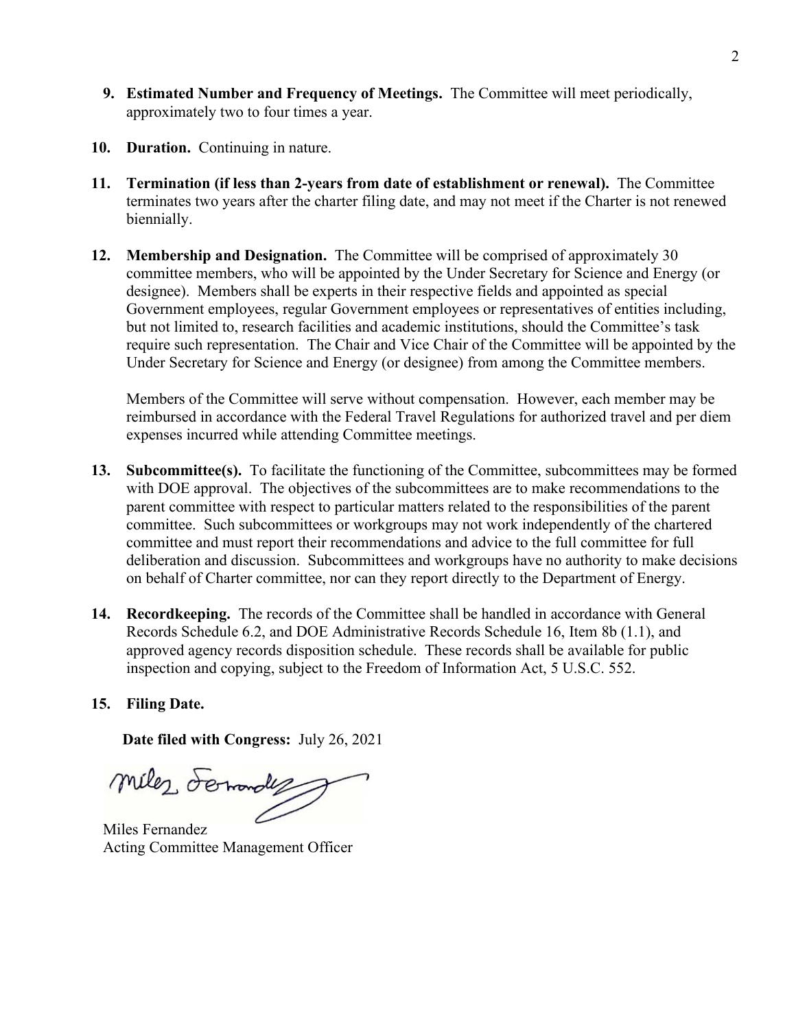9. **Estimated Number and Frequency of Meetings.** The Committee will meet periodically, approximately two to four times a year.

10. **Duration.** Continuing in nature.

11. **Termination (if less than 2-years from date of establishment or renewal).** The Committee terminates two years after the charter filing date, and may not meet if the Charter is not renewed biennially.

12. **Membership and Designation.** The Committee will be comprised of approximately 30 committee members, who will be appointed by the Under Secretary for Science and Energy (or designee). Members shall be experts in their respective fields and appointed as special Government employees, regular Government employees or representatives of entities including, but not limited to, research facilities and academic institutions, should the Committee's task require such representation. The Chair and Vice Chair of the Committee will be appointed by the Under Secretary for Science and Energy (or designee) from among the Committee members.

    Members of the Committee will serve without compensation. However, each member may be reimbursed in accordance with the Federal Travel Regulations for authorized travel and per diem expenses incurred while attending Committee meetings.

13. **Subcommittee(s).** To facilitate the functioning of the Committee, subcommittees may be formed with DOE approval. The objectives of the subcommittees are to make recommendations to the parent committee with respect to particular matters related to the responsibilities of the parent committee. Such subcommittees or workgroups may not work independently of the chartered committee and must report their recommendations and advice to the full committee for full deliberation and discussion. Subcommittees and workgroups have no authority to make decisions on behalf of Charter committee, nor can they report directly to the Department of Energy.

14. **Recordkeeping.** The records of the Committee shall be handled in accordance with General Records Schedule 6.2, and DOE Administrative Records Schedule 16, Item 8b (1.1), and approved agency records disposition schedule. These records shall be available for public inspection and copying, subject to the Freedom of Information Act, 5 U.S.C. 552.

15. **Filing Date.**

**Date filed with Congress:** July 26, 2021

Miles Fernandez
Acting Committee Management Officer